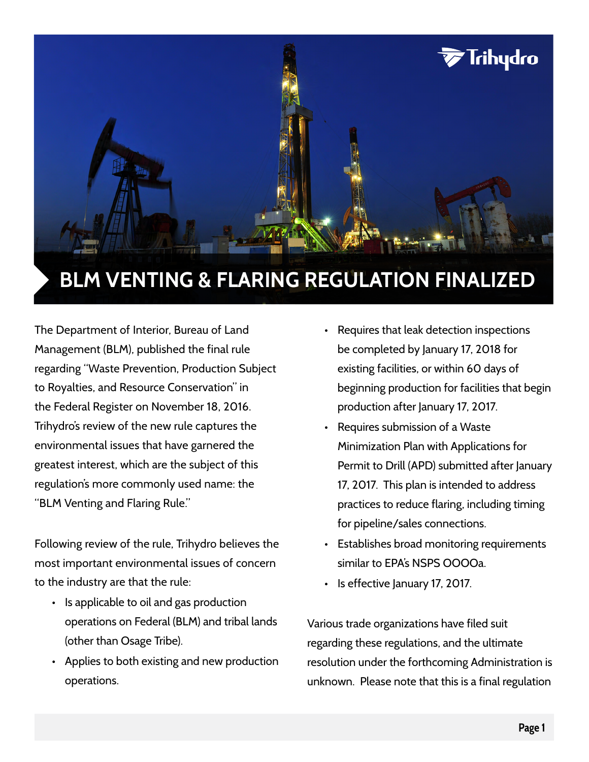# BLM VENTING & FLARING REGULATION FINALIZED

The Department of Interior, Bureau of Land Management (BLM), published the final rule regarding "Waste Prevention, Production Subject to Royalties, and Resource Conservation" in the Federal Register on November 18, 2016. Trihydro's review of the new rule captures the environmental issues that have garnered the greatest interest, which are the subject of this regulation's more commonly used name: the "BLM Venting and Flaring Rule."

Following review of the rule, Trihydro believes the most important environmental issues of concern to the industry are that the rule:

- Is applicable to oil and gas production operations on Federal (BLM) and tribal lands (other than Osage Tribe).
- Applies to both existing and new production operations.
- Requires that leak detection inspections be completed by January 17, 2018 for existing facilities, or within 60 days of beginning production for facilities that begin production after January 17, 2017.
- Requires submission of a Waste Minimization Plan with Applications for Permit to Drill (APD) submitted after January 17, 2017. This plan is intended to address practices to reduce flaring, including timing for pipeline/sales connections.
- Establishes broad monitoring requirements similar to EPA's NSPS OOOOa.
- Is effective January 17, 2017.

Various trade organizations have filed suit regarding these regulations, and the ultimate resolution under the forthcoming Administration is unknown. Please note that this is a final regulation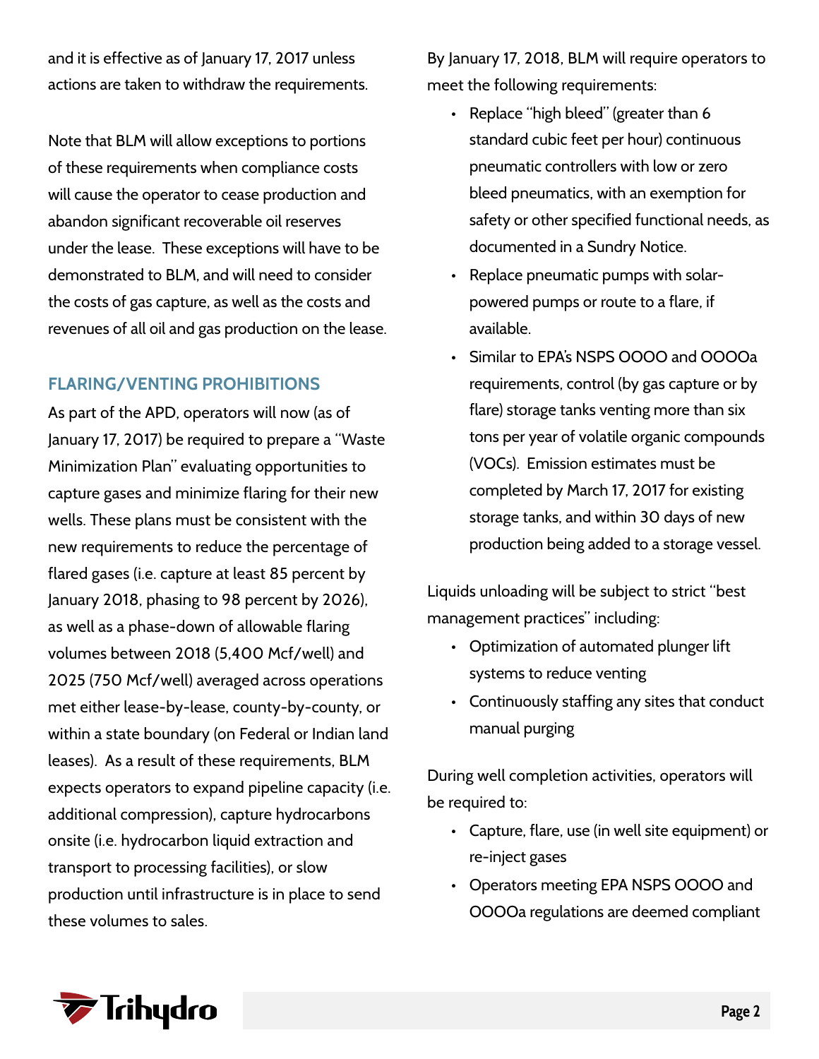and it is effective as of January 17, 2017 unless actions are taken to withdraw the requirements.

Note that BLM will allow exceptions to portions of these requirements when compliance costs will cause the operator to cease production and abandon significant recoverable oil reserves under the lease. These exceptions will have to be demonstrated to BLM, and will need to consider the costs of gas capture, as well as the costs and revenues of all oil and gas production on the lease.

## FLARING/VENTING PROHIBITIONS

As part of the APD, operators will now (as of January 17, 2017) be required to prepare a "Waste Minimization Plan" evaluating opportunities to capture gases and minimize flaring for their new wells. These plans must be consistent with the new requirements to reduce the percentage of flared gases (i.e. capture at least 85 percent by January 2018, phasing to 98 percent by 2026), as well as a phase-down of allowable flaring volumes between 2018 (5,400 Mcf/well) and 2025 (750 Mcf/well) averaged across operations met either lease-by-lease, county-by-county, or within a state boundary (on Federal or Indian land leases). As a result of these requirements, BLM expects operators to expand pipeline capacity (i.e. additional compression), capture hydrocarbons onsite (i.e. hydrocarbon liquid extraction and transport to processing facilities), or slow production until infrastructure is in place to send these volumes to sales.

By January 17, 2018, BLM will require operators to meet the following requirements:

- Replace "high bleed" (greater than 6 standard cubic feet per hour) continuous pneumatic controllers with low or zero bleed pneumatics, with an exemption for safety or other specified functional needs, as documented in a Sundry Notice.
- Replace pneumatic pumps with solar-powered pumps or route to a flare, if available.
- Similar to EPA's NSPS OOOO and OOOOa requirements, control (by gas capture or by flare) storage tanks venting more than six tons per year of volatile organic compounds (VOCs). Emission estimates must be completed by March 17, 2017 for existing storage tanks, and within 30 days of new production being added to a storage vessel.

Liquids unloading will be subject to strict "best management practices" including:

- Optimization of automated plunger lift systems to reduce venting
- Continuously staffing any sites that conduct manual purging

During well completion activities, operators will be required to:

- Capture, flare, use (in well site equipment) or re-inject gases
- Operators meeting EPA NSPS OOOO and OOOOa regulations are deemed compliant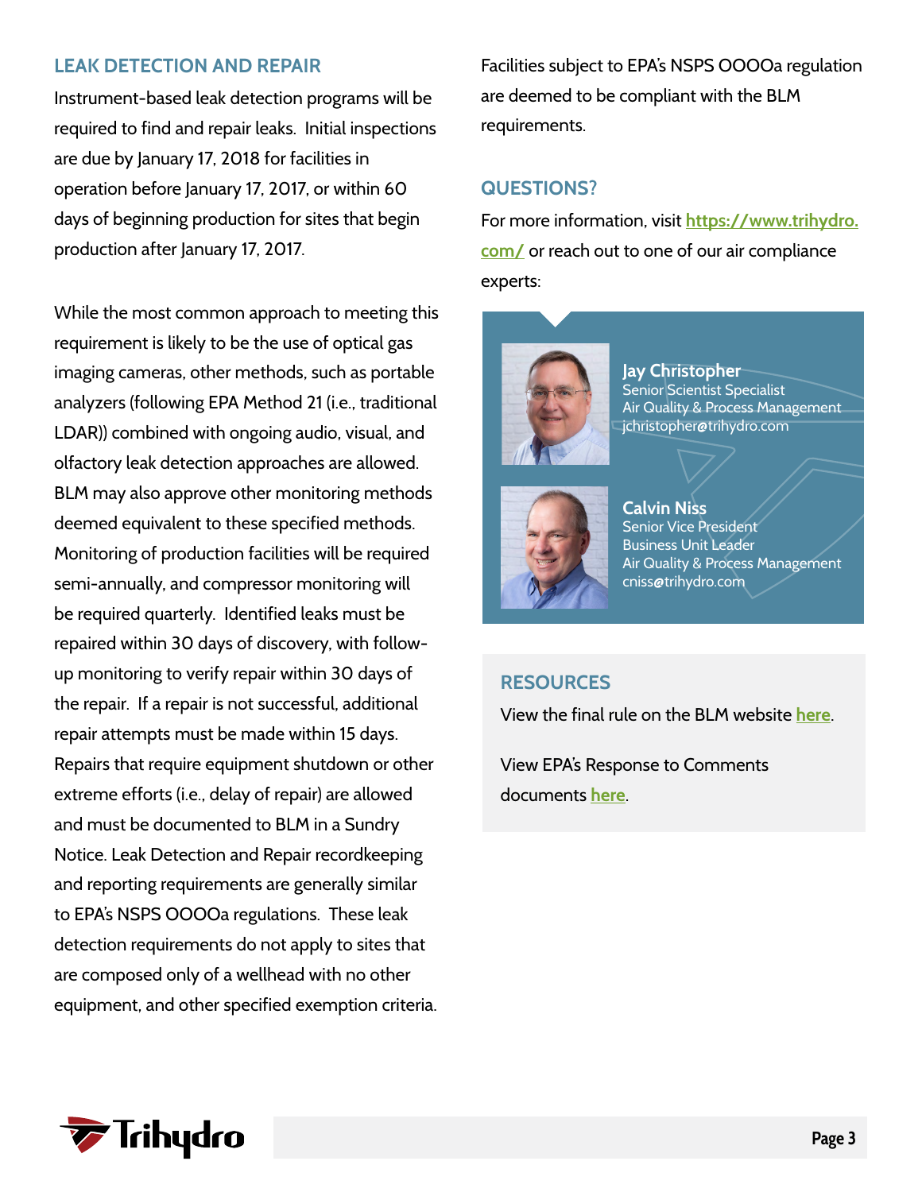## LEAK DETECTION AND REPAIR

Instrument-based leak detection programs will be required to find and repair leaks. Initial inspections are due by January 17, 2018 for facilities in operation before January 17, 2017, or within 60 days of beginning production for sites that begin production after January 17, 2017.

While the most common approach to meeting this requirement is likely to be the use of optical gas imaging cameras, other methods, such as portable analyzers (following EPA Method 21 (i.e., traditional LDAR)) combined with ongoing audio, visual, and olfactory leak detection approaches are allowed. BLM may also approve other monitoring methods deemed equivalent to these specified methods. Monitoring of production facilities will be required semi-annually, and compressor monitoring will be required quarterly. Identified leaks must be repaired within 30 days of discovery, with follow-up monitoring to verify repair within 30 days of the repair. If a repair is not successful, additional repair attempts must be made within 15 days. Repairs that require equipment shutdown or other extreme efforts (i.e., delay of repair) are allowed and must be documented to BLM in a Sundry Notice. Leak Detection and Repair recordkeeping and reporting requirements are generally similar to EPA's NSPS OOOOa regulations. These leak detection requirements do not apply to sites that are composed only of a wellhead with no other equipment, and other specified exemption criteria. Facilities subject to EPA's NSPS OOOOa regulation are deemed to be compliant with the BLM requirements.

## QUESTIONS?

For more information, visit https://www.trihydro.com/ or reach out to one of our air compliance experts:

**Jay Christopher**
Senior Scientist Specialist
Air Quality & Process Management
jchristopher@trihydro.com

**Calvin Niss**
Senior Vice President
Business Unit Leader
Air Quality & Process Management
cniss@trihydro.com

## RESOURCES

View the final rule on the BLM website here.

View EPA's Response to Comments documents here.